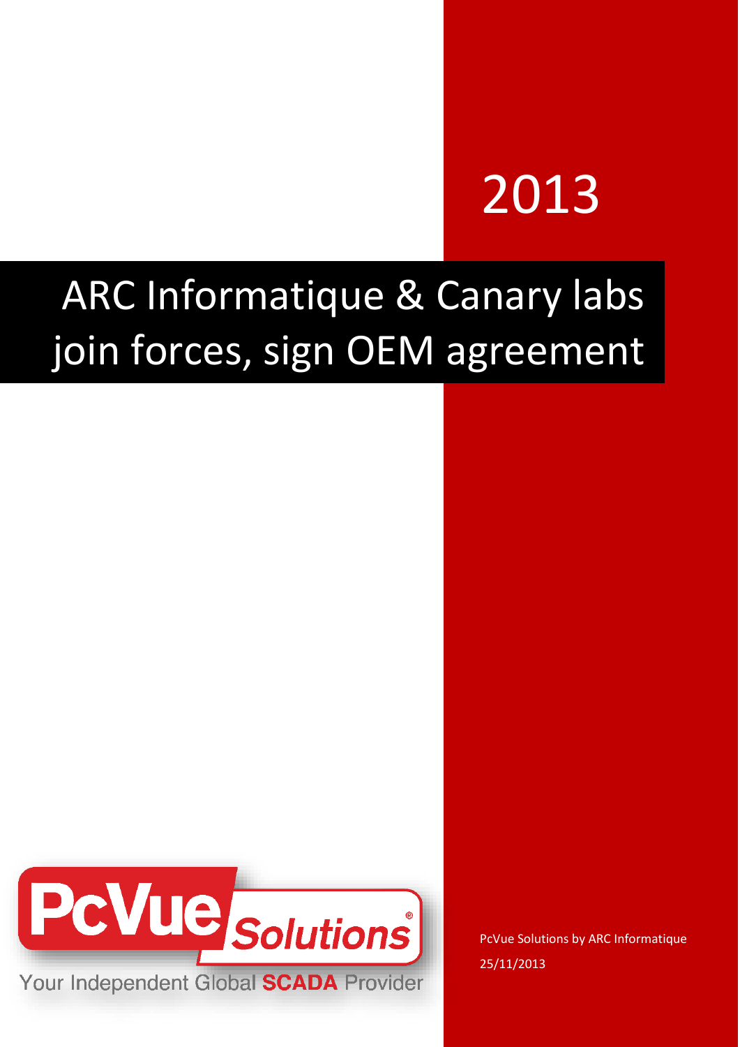2013

# ARC Informatique & Canary labs join forces, sign OEM agreement

PcVue Solutions

Your Independent Global SCADA Provider

PcVue Solutions by ARC Informatique

25/11/2013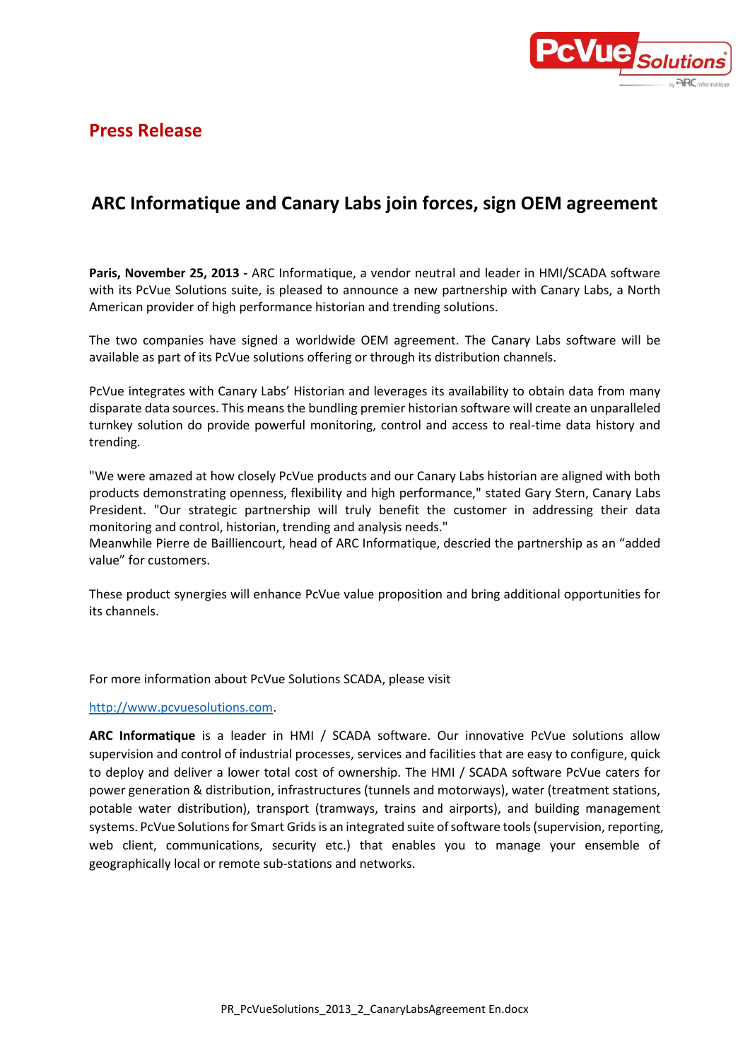## Press Release

# ARC Informatique and Canary Labs join forces, sign OEM agreement

**Paris, November 25, 2013 -** ARC Informatique, a vendor neutral and leader in HMI/SCADA software with its PcVue Solutions suite, is pleased to announce a new partnership with Canary Labs, a North American provider of high performance historian and trending solutions.

The two companies have signed a worldwide OEM agreement. The Canary Labs software will be available as part of its PcVue solutions offering or through its distribution channels.

PcVue integrates with Canary Labs' Historian and leverages its availability to obtain data from many disparate data sources. This means the bundling premier historian software will create an unparalleled turnkey solution do provide powerful monitoring, control and access to real-time data history and trending.

"We were amazed at how closely PcVue products and our Canary Labs historian are aligned with both products demonstrating openness, flexibility and high performance," stated Gary Stern, Canary Labs President. "Our strategic partnership will truly benefit the customer in addressing their data monitoring and control, historian, trending and analysis needs."
Meanwhile Pierre de Bailliencourt, head of ARC Informatique, descried the partnership as an "added value" for customers.

These product synergies will enhance PcVue value proposition and bring additional opportunities for its channels.

For more information about PcVue Solutions SCADA, please visit

http://www.pcvuesolutions.com.

**ARC Informatique** is a leader in HMI / SCADA software. Our innovative PcVue solutions allow supervision and control of industrial processes, services and facilities that are easy to configure, quick to deploy and deliver a lower total cost of ownership. The HMI / SCADA software PcVue caters for power generation & distribution, infrastructures (tunnels and motorways), water (treatment stations, potable water distribution), transport (tramways, trains and airports), and building management systems. PcVue Solutions for Smart Grids is an integrated suite of software tools (supervision, reporting, web client, communications, security etc.) that enables you to manage your ensemble of geographically local or remote sub-stations and networks.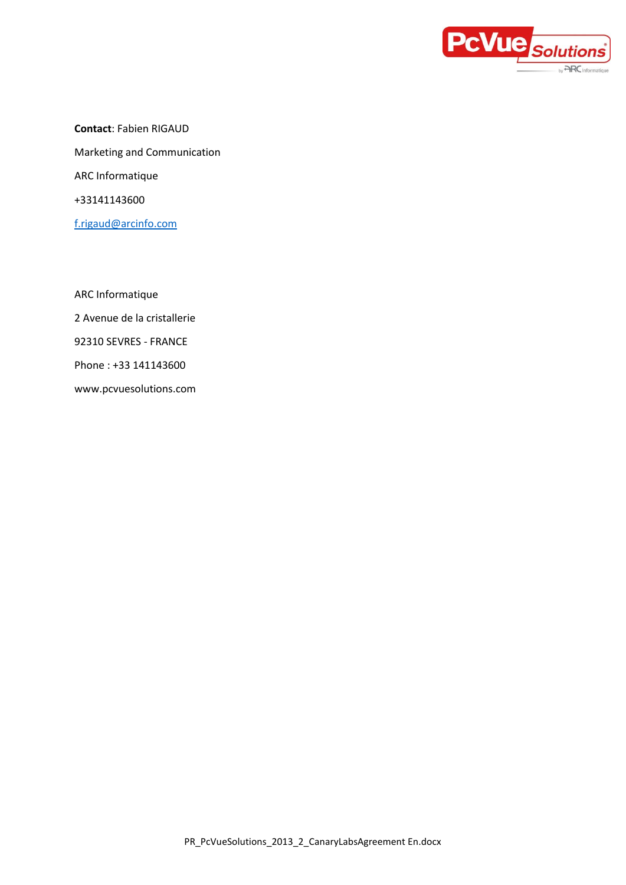**Contact**: Fabien RIGAUD

Marketing and Communication

ARC Informatique

+33141143600

f.rigaud@arcinfo.com

ARC Informatique

2 Avenue de la cristallerie

92310 SEVRES - FRANCE

Phone : +33 141143600

www.pcvuesolutions.com